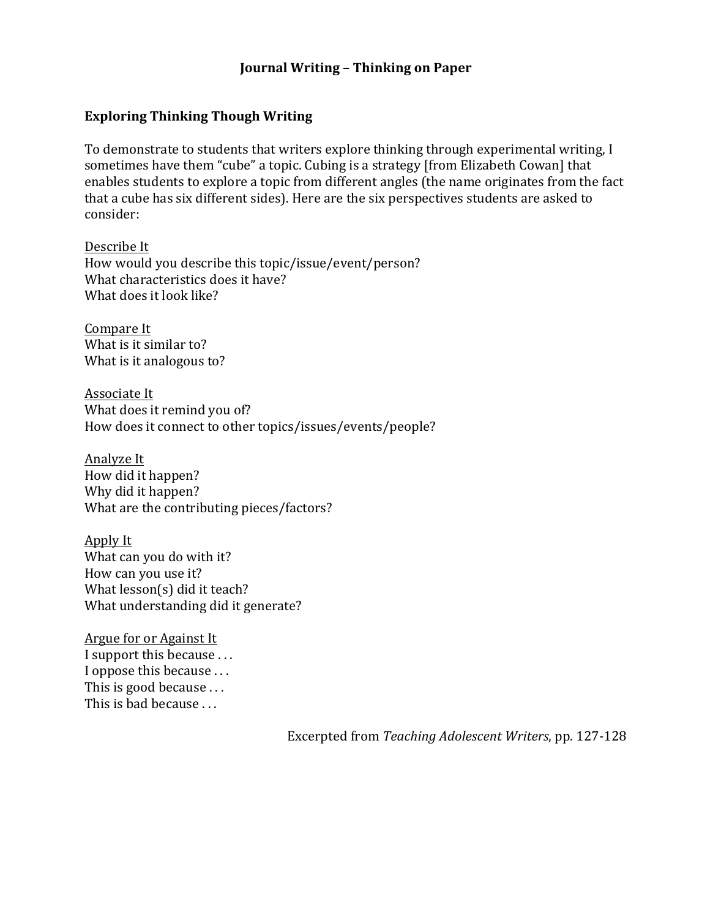# Journal Writing – Thinking on Paper

## Exploring Thinking Though Writing

To demonstrate to students that writers explore thinking through experimental writing, I sometimes have them "cube" a topic. Cubing is a strategy [from Elizabeth Cowan] that enables students to explore a topic from different angles (the name originates from the fact that a cube has six different sides). Here are the six perspectives students are asked to consider:

<u>Describe It</u>
How would you describe this topic/issue/event/person?
What characteristics does it have?
What does it look like?

<u>Compare It</u>
What is it similar to?
What is it analogous to?

<u>Associate It</u>
What does it remind you of?
How does it connect to other topics/issues/events/people?

<u>Analyze It</u>
How did it happen?
Why did it happen?
What are the contributing pieces/factors?

<u>Apply It</u>
What can you do with it?
How can you use it?
What lesson(s) did it teach?
What understanding did it generate?

<u>Argue for or Against It</u>
I support this because . . .
I oppose this because . . .
This is good because . . .
This is bad because . . .

Excerpted from *Teaching Adolescent Writers*, pp. 127-128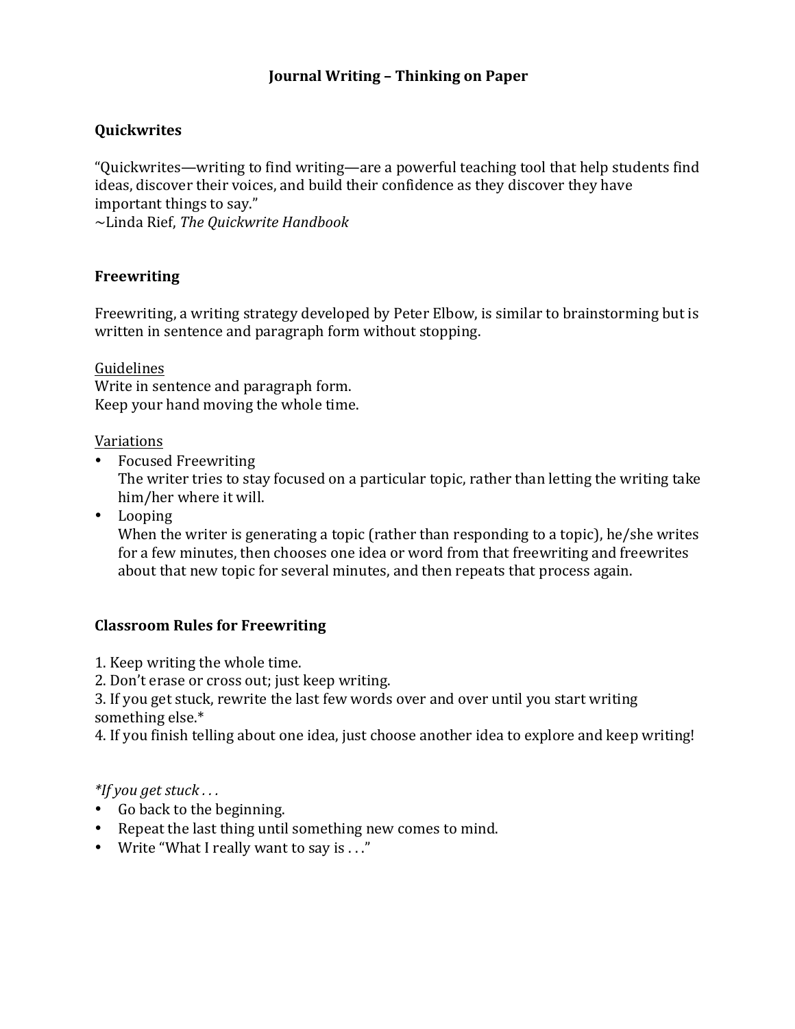# Journal Writing – Thinking on Paper

## Quickwrites

"Quickwrites—writing to find writing—are a powerful teaching tool that help students find ideas, discover their voices, and build their confidence as they discover they have important things to say."
~Linda Rief, *The Quickwrite Handbook*

## Freewriting

Freewriting, a writing strategy developed by Peter Elbow, is similar to brainstorming but is written in sentence and paragraph form without stopping.

<u>Guidelines</u>
Write in sentence and paragraph form.
Keep your hand moving the whole time.

<u>Variations</u>

- Focused Freewriting
  The writer tries to stay focused on a particular topic, rather than letting the writing take him/her where it will.
- Looping
  When the writer is generating a topic (rather than responding to a topic), he/she writes for a few minutes, then chooses one idea or word from that freewriting and freewrites about that new topic for several minutes, and then repeats that process again.

## Classroom Rules for Freewriting

1. Keep writing the whole time.
2. Don't erase or cross out; just keep writing.
3. If you get stuck, rewrite the last few words over and over until you start writing something else.*
4. If you finish telling about one idea, just choose another idea to explore and keep writing!

*\*If you get stuck . . .*

- Go back to the beginning.
- Repeat the last thing until something new comes to mind.
- Write "What I really want to say is . . ."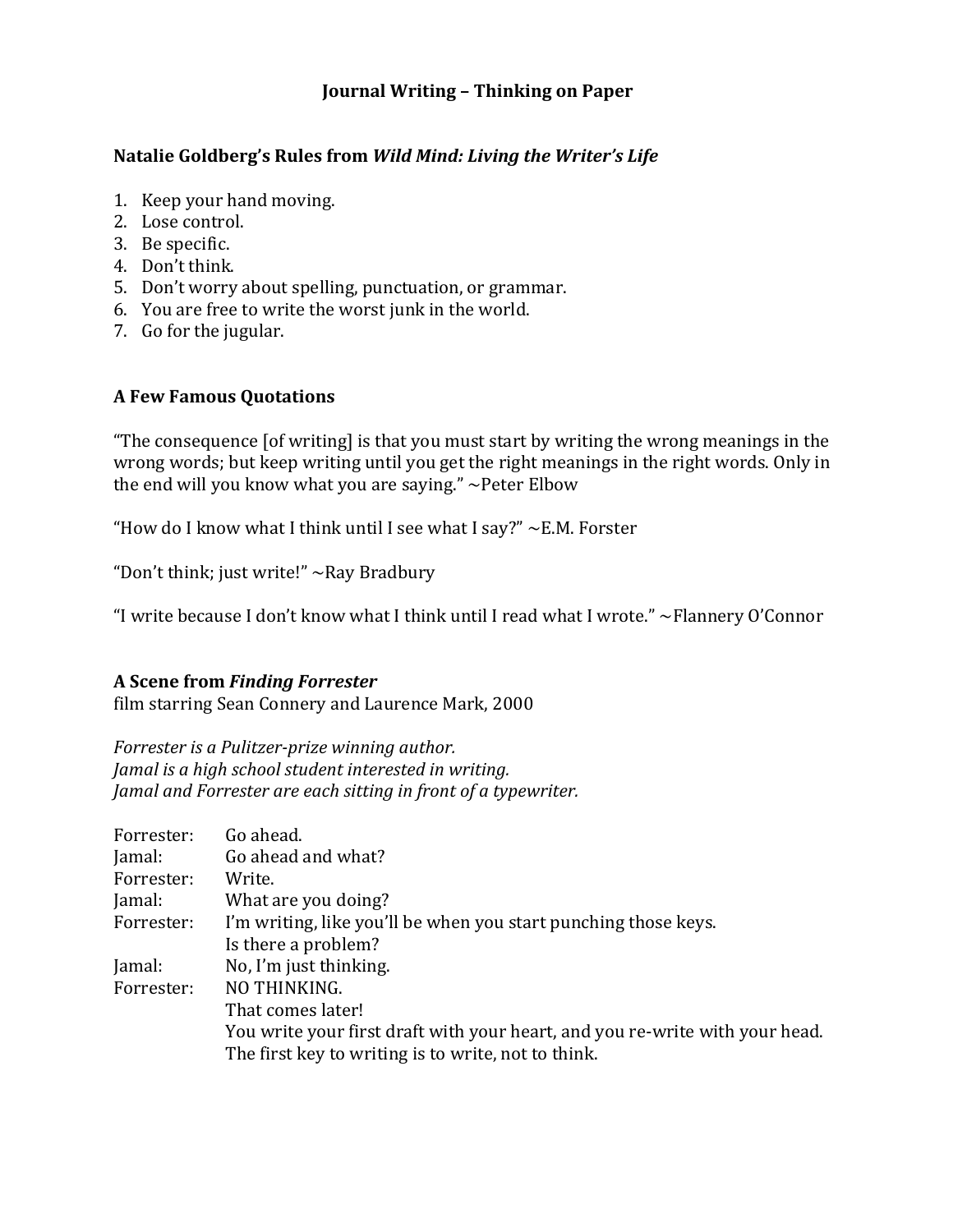# Journal Writing – Thinking on Paper

## Natalie Goldberg's Rules from *Wild Mind: Living the Writer's Life*

1. Keep your hand moving.
2. Lose control.
3. Be specific.
4. Don't think.
5. Don't worry about spelling, punctuation, or grammar.
6. You are free to write the worst junk in the world.
7. Go for the jugular.

## A Few Famous Quotations

"The consequence [of writing] is that you must start by writing the wrong meanings in the wrong words; but keep writing until you get the right meanings in the right words. Only in the end will you know what you are saying." ~Peter Elbow

"How do I know what I think until I see what I say?" ~E.M. Forster

"Don't think; just write!" ~Ray Bradbury

"I write because I don't know what I think until I read what I wrote." ~Flannery O'Connor

## A Scene from *Finding Forrester*

film starring Sean Connery and Laurence Mark, 2000

*Forrester is a Pulitzer-prize winning author.*
*Jamal is a high school student interested in writing.*
*Jamal and Forrester are each sitting in front of a typewriter.*

| | |
|---|---|
| Forrester: | Go ahead. |
| Jamal: | Go ahead and what? |
| Forrester: | Write. |
| Jamal: | What are you doing? |
| Forrester: | I'm writing, like you'll be when you start punching those keys. Is there a problem? |
| Jamal: | No, I'm just thinking. |
| Forrester: | NO THINKING. That comes later! You write your first draft with your heart, and you re-write with your head. The first key to writing is to write, not to think. |